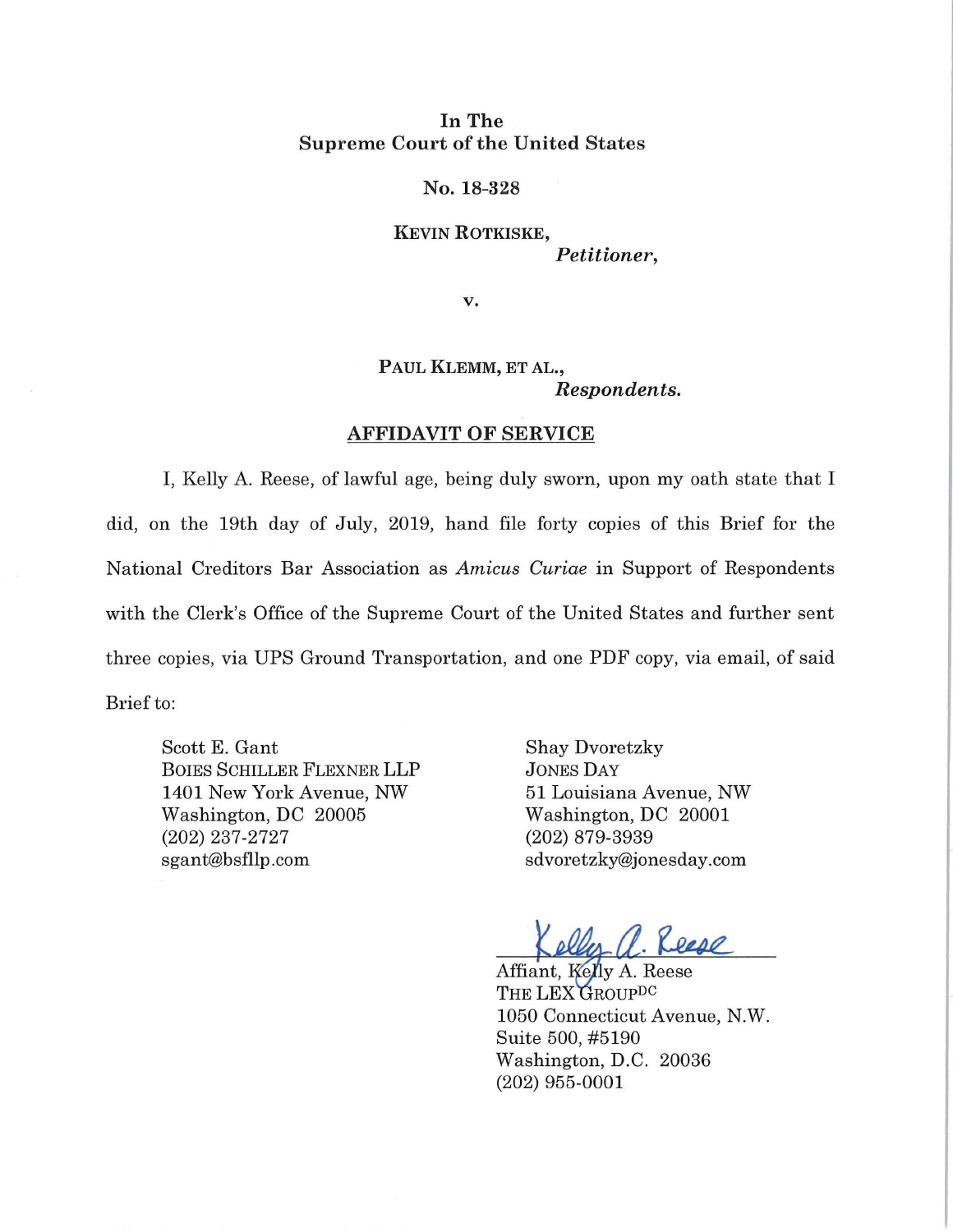In The
Supreme Court of the United States

No. 18-328

KEVIN ROTKISKE,
*Petitioner*,

v.

PAUL KLEMM, ET AL.,
*Respondents.*

## AFFIDAVIT OF SERVICE

I, Kelly A. Reese, of lawful age, being duly sworn, upon my oath state that I did, on the 19th day of July, 2019, hand file forty copies of this Brief for the National Creditors Bar Association as *Amicus Curiae* in Support of Respondents with the Clerk's Office of the Supreme Court of the United States and further sent three copies, via UPS Ground Transportation, and one PDF copy, via email, of said Brief to:

Scott E. Gant
BOIES SCHILLER FLEXNER LLP
1401 New York Avenue, NW
Washington, DC 20005
(202) 237-2727
sgant@bsfllp.com

Shay Dvoretzky
JONES DAY
51 Louisiana Avenue, NW
Washington, DC 20001
(202) 879-3939
sdvoretzky@jonesday.com

Kelly A. Reese
Affiant, Kelly A. Reese
THE LEX GROUP[DC]
1050 Connecticut Avenue, N.W.
Suite 500, #5190
Washington, D.C. 20036
(202) 955-0001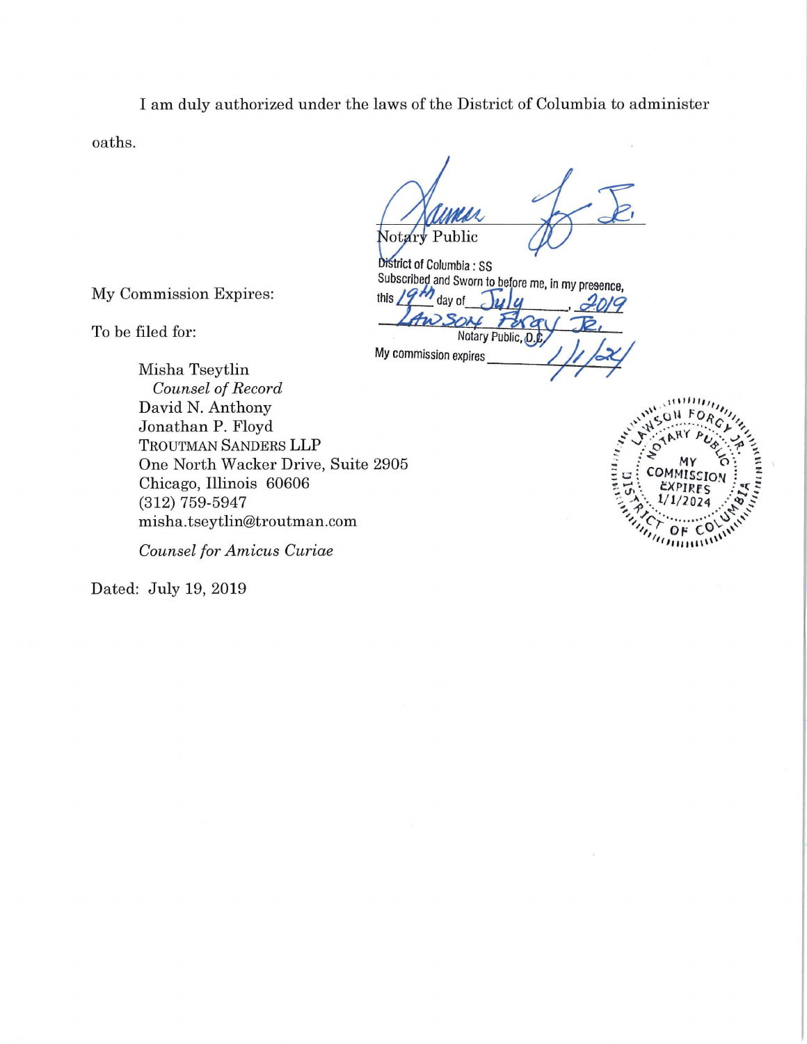I am duly authorized under the laws of the District of Columbia to administer oaths.

Notary Public

District of Columbia : SS
Subscribed and Sworn to before me, in my presence,
this 19th day of July, 2019
Lawson Forgy Jr.
Notary Public, D.C.
My commission expires 1/1/24

My Commission Expires:

LAWSON FORGY JR.
NOTARY PUBLIC
MY COMMISSION EXPIRES 1/1/2024
DISTRICT OF COLUMBIA

To be filed for:

Misha Tseytlin
*Counsel of Record*
David N. Anthony
Jonathan P. Floyd
TROUTMAN SANDERS LLP
One North Wacker Drive, Suite 2905
Chicago, Illinois 60606
(312) 759-5947
misha.tseytlin@troutman.com

*Counsel for Amicus Curiae*

Dated: July 19, 2019